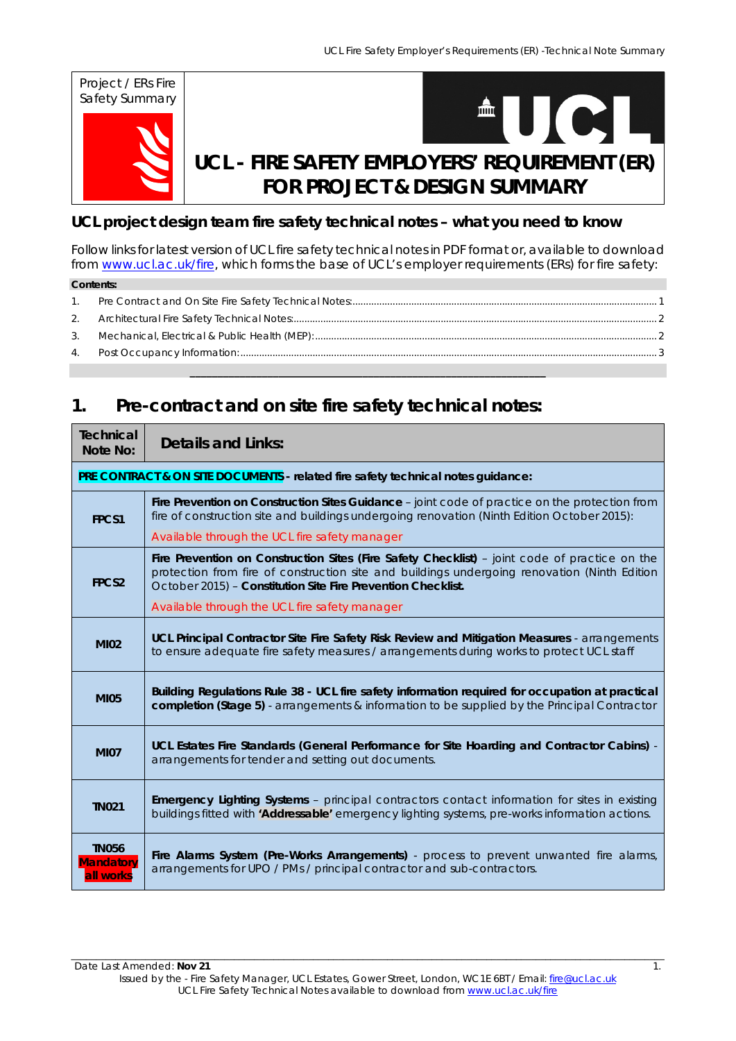Project / ERs Fire Safety Summary

# UCL - FIRE SAFETY EMPLOYERS' REQUIREMENT (ER) FOR PROJECT & DESIGN SUMMARY

## UCL project design team fire safety technical notes – what you need to know

Follow links for latest version of UCL fire safety technical notes in PDF format or, available to download from www.ucl.ac.uk/fire, which forms the base of UCL's employer requirements (ERs) for fire safety:

**Contents:**

1. Pre Contract and On Site Fire Safety Technical Notes: 1
2. Architectural Fire Safety Technical Notes: 2
3. Mechanical, Electrical & Public Health (MEP): 2
4. Post Occupancy Information: 3

## 1. Pre-contract and on site fire safety technical notes:

| Technical Note No: | Details and Links: |
|---|---|
| **PRE CONTRACT & ON SITE DOCUMENTS - related fire safety technical notes guidance:** | |
| **FPCS1** | **Fire Prevention on Construction Sites Guidance** – joint code of practice on the protection from fire of construction site and buildings undergoing renovation (Ninth Edition October 2015): Available through the UCL fire safety manager |
| **FPCS2** | **Fire Prevention on Construction Sites (Fire Safety Checklist)** – joint code of practice on the protection from fire of construction site and buildings undergoing renovation (Ninth Edition October 2015) – **Constitution Site Fire Prevention Checklist.** Available through the UCL fire safety manager |
| **MI02** | **UCL Principal Contractor Site Fire Safety Risk Review and Mitigation Measures** - arrangements to ensure adequate fire safety measures / arrangements during works to protect UCL staff |
| **MI05** | **Building Regulations Rule 38 - UCL fire safety information required for occupation at practical completion (Stage 5)** - arrangements & information to be supplied by the Principal Contractor |
| **MI07** | **UCL Estates Fire Standards (General Performance for Site Hoarding and Contractor Cabins)** - arrangements for tender and setting out documents. |
| **TN021** | **Emergency Lighting Systems** – principal contractors contact information for sites in existing buildings fitted with **'Addressable'** emergency lighting systems, pre-works information actions. |
| **TN056** Mandatory all works | **Fire Alarms System (Pre-Works Arrangements)** - process to prevent unwanted fire alarms, arrangements for UPO / PMs / principal contractor and sub-contractors. |

Date Last Amended: **Nov 21**

Issued by the - Fire Safety Manager, UCL Estates, Gower Street, London, WC1E 6BT / Email: fire@ucl.ac.uk
UCL Fire Safety Technical Notes available to download from www.ucl.ac.uk/fire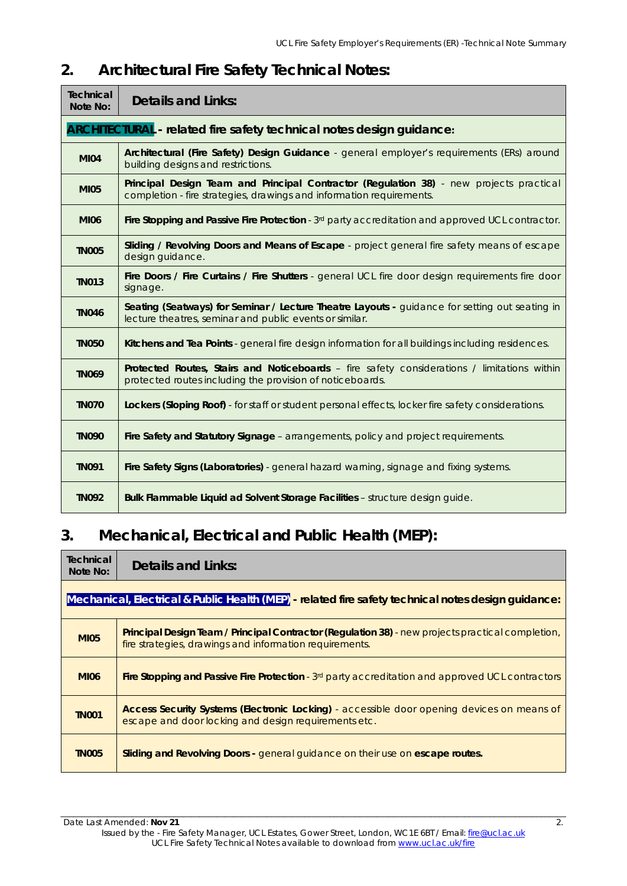## 2. Architectural Fire Safety Technical Notes:

| Technical Note No: | Details and Links: |
|---|---|
| **ARCHITECTURAL - related fire safety technical notes design guidance:** | |
| **MI04** | **Architectural (Fire Safety) Design Guidance** - general employer's requirements (ERs) around building designs and restrictions. |
| **MI05** | **Principal Design Team and Principal Contractor (Regulation 38)** - new projects practical completion - fire strategies, drawings and information requirements. |
| **MI06** | **Fire Stopping and Passive Fire Protection** - 3rd party accreditation and approved UCL contractor. |
| **TN005** | **Sliding / Revolving Doors and Means of Escape** - project general fire safety means of escape design guidance. |
| **TN013** | **Fire Doors / Fire Curtains / Fire Shutters** - general UCL fire door design requirements fire door signage. |
| **TN046** | **Seating (Seatways) for Seminar / Lecture Theatre Layouts -** guidance for setting out seating in lecture theatres, seminar and public events or similar. |
| **TN050** | **Kitchens and Tea Points** - general fire design information for all buildings including residences. |
| **TN069** | **Protected Routes, Stairs and Noticeboards** – fire safety considerations / limitations within protected routes including the provision of noticeboards. |
| **TN070** | **Lockers (Sloping Roof)** - for staff or student personal effects, locker fire safety considerations. |
| **TN090** | **Fire Safety and Statutory Signage** – arrangements, policy and project requirements. |
| **TN091** | **Fire Safety Signs (Laboratories)** - general hazard warning, signage and fixing systems. |
| **TN092** | **Bulk Flammable Liquid ad Solvent Storage Facilities** – structure design guide. |

## 3. Mechanical, Electrical and Public Health (MEP):

| Technical Note No: | Details and Links: |
|---|---|
| **Mechanical, Electrical & Public Health (MEP) - related fire safety technical notes design guidance:** | |
| **MI05** | **Principal Design Team / Principal Contractor (Regulation 38)** - new projects practical completion, fire strategies, drawings and information requirements. |
| **MI06** | **Fire Stopping and Passive Fire Protection** - 3rd party accreditation and approved UCL contractors |
| **TN001** | **Access Security Systems (Electronic Locking)** - accessible door opening devices on means of escape and door locking and design requirements etc. |
| **TN005** | **Sliding and Revolving Doors -** general guidance on their use on **escape routes.** |

Date Last Amended: **Nov 21**

Issued by the - Fire Safety Manager, UCL Estates, Gower Street, London, WC1E 6BT / Email: fire@ucl.ac.uk
UCL Fire Safety Technical Notes available to download from www.ucl.ac.uk/fire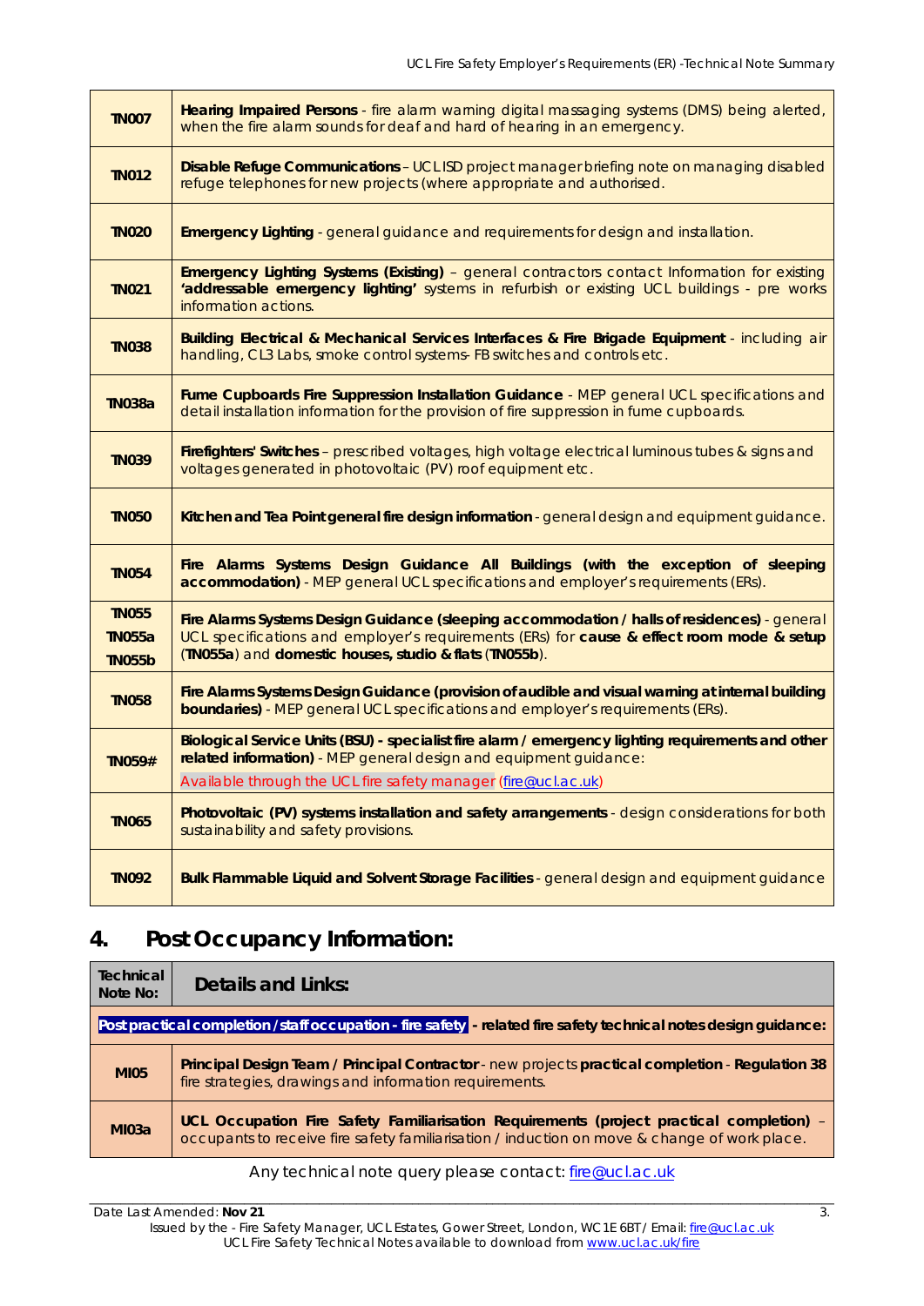| | |
|---|---|
| **TN007** | **Hearing Impaired Persons** - fire alarm warning digital massaging systems (DMS) being alerted, when the fire alarm sounds for deaf and hard of hearing in an emergency. |
| **TN012** | **Disable Refuge Communications** – UCL ISD project manager briefing note on managing disabled refuge telephones for new projects (where appropriate and authorised. |
| **TN020** | **Emergency Lighting** - general guidance and requirements for design and installation. |
| **TN021** | **Emergency Lighting Systems (Existing)** – general contractors contact Information for existing **'addressable emergency lighting'** systems in refurbish or existing UCL buildings - pre works information actions. |
| **TN038** | **Building Electrical & Mechanical Services Interfaces & Fire Brigade Equipment** - including air handling, CL3 Labs, smoke control systems- FB switches and controls etc. |
| **TN038a** | **Fume Cupboards Fire Suppression Installation Guidance** - MEP general UCL specifications and detail installation information for the provision of fire suppression in fume cupboards. |
| **TN039** | **Firefighters' Switches** – prescribed voltages, high voltage electrical luminous tubes & signs and voltages generated in photovoltaic (PV) roof equipment etc. |
| **TN050** | **Kitchen and Tea Point general fire design information** - general design and equipment guidance. |
| **TN054** | **Fire Alarms Systems Design Guidance All Buildings (with the exception of sleeping accommodation)** - MEP general UCL specifications and employer's requirements (ERs). |
| **TN055** **TN055a** **TN055b** | **Fire Alarms Systems Design Guidance (sleeping accommodation / halls of residences)** - general UCL specifications and employer's requirements (ERs) for **cause & effect room mode & setup** (**TN055a**) and **domestic houses, studio & flats** (**TN055b**). |
| **TN058** | **Fire Alarms Systems Design Guidance (provision of audible and visual warning at internal building boundaries)** - MEP general UCL specifications and employer's requirements (ERs). |
| **TN059#** | **Biological Service Units (BSU) - specialist fire alarm / emergency lighting requirements and other related information)** - MEP general design and equipment guidance: Available through the UCL fire safety manager (fire@ucl.ac.uk) |
| **TN065** | **Photovoltaic (PV) systems installation and safety arrangements** - design considerations for both sustainability and safety provisions. |
| **TN092** | **Bulk Flammable Liquid and Solvent Storage Facilities** - general design and equipment guidance |

## 4. Post Occupancy Information:

| Technical Note No: | Details and Links: |
|---|---|
| **Post practical completion / staff occupation - fire safety - related fire safety technical notes design guidance:** | |
| **MI05** | **Principal Design Team / Principal Contractor** - new projects **practical completion** - **Regulation 38** fire strategies, drawings and information requirements. |
| **MI03a** | **UCL Occupation Fire Safety Familiarisation Requirements (project practical completion)** – occupants to receive fire safety familiarisation / induction on move & change of work place. |

Any technical note query please contact: fire@ucl.ac.uk

Date Last Amended: **Nov 21**

Issued by the - Fire Safety Manager, UCL Estates, Gower Street, London, WC1E 6BT / Email: fire@ucl.ac.uk
UCL Fire Safety Technical Notes available to download from www.ucl.ac.uk/fire